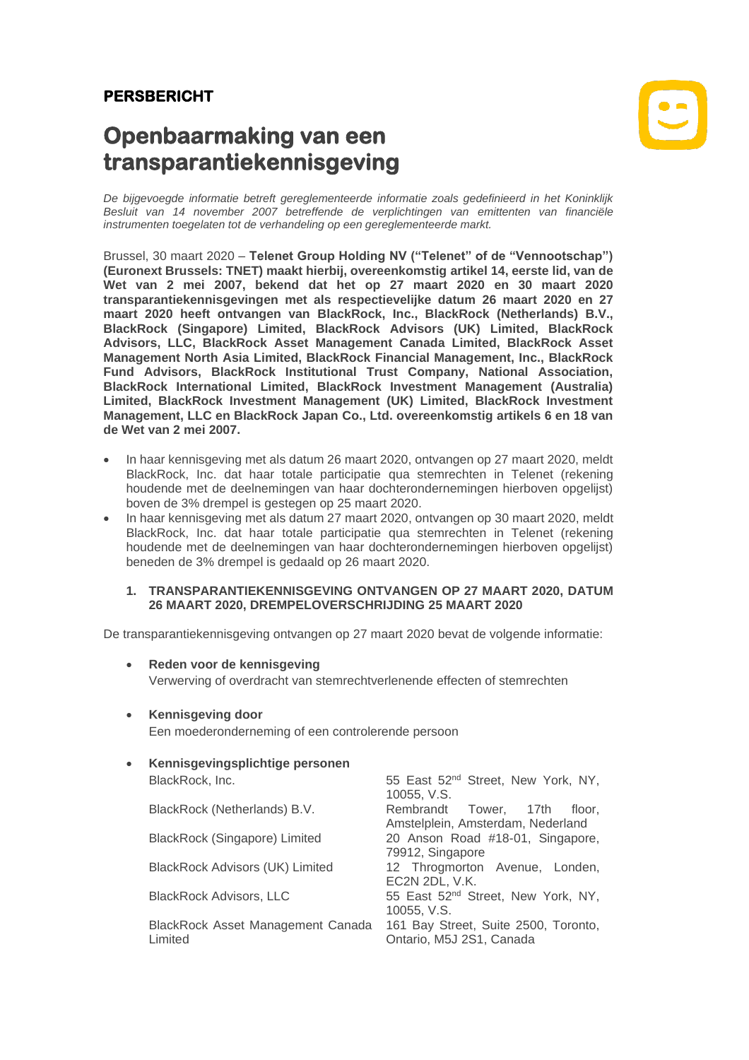**PERSBERICHT**

# Openbaarmaking van een transparantiekennisgeving

*De bijgevoegde informatie betreft gereglementeerde informatie zoals gedefinieerd in het Koninklijk Besluit van 14 november 2007 betreffende de verplichtingen van emittenten van financiële instrumenten toegelaten tot de verhandeling op een gereglementeerde markt.*

Brussel, 30 maart 2020 – **Telenet Group Holding NV ("Telenet" of de "Vennootschap") (Euronext Brussels: TNET) maakt hierbij, overeenkomstig artikel 14, eerste lid, van de Wet van 2 mei 2007, bekend dat het op 27 maart 2020 en 30 maart 2020 transparantiekennisgevingen met als respectievelijke datum 26 maart 2020 en 27 maart 2020 heeft ontvangen van BlackRock, Inc., BlackRock (Netherlands) B.V., BlackRock (Singapore) Limited, BlackRock Advisors (UK) Limited, BlackRock Advisors, LLC, BlackRock Asset Management Canada Limited, BlackRock Asset Management North Asia Limited, BlackRock Financial Management, Inc., BlackRock Fund Advisors, BlackRock Institutional Trust Company, National Association, BlackRock International Limited, BlackRock Investment Management (Australia) Limited, BlackRock Investment Management (UK) Limited, BlackRock Investment Management, LLC en BlackRock Japan Co., Ltd. overeenkomstig artikels 6 en 18 van de Wet van 2 mei 2007.**

- In haar kennisgeving met als datum 26 maart 2020, ontvangen op 27 maart 2020, meldt BlackRock, Inc. dat haar totale participatie qua stemrechten in Telenet (rekening houdende met de deelnemingen van haar dochterondernemingen hierboven opgelijst) boven de 3% drempel is gestegen op 25 maart 2020.
- In haar kennisgeving met als datum 27 maart 2020, ontvangen op 30 maart 2020, meldt BlackRock, Inc. dat haar totale participatie qua stemrechten in Telenet (rekening houdende met de deelnemingen van haar dochterondernemingen hierboven opgelijst) beneden de 3% drempel is gedaald op 26 maart 2020.

## 1. TRANSPARANTIEKENNISGEVING ONTVANGEN OP 27 MAART 2020, DATUM 26 MAART 2020, DREMPELOVERSCHRIJDING 25 MAART 2020

De transparantiekennisgeving ontvangen op 27 maart 2020 bevat de volgende informatie:

- **Reden voor de kennisgeving**
  Verwerving of overdracht van stemrechtverlenende effecten of stemrechten

- **Kennisgeving door**
  Een moederonderneming of een controlerende persoon

- **Kennisgevingsplichtige personen**

| | |
|---|---|
| BlackRock, Inc. | 55 East 52nd Street, New York, NY, 10055, V.S. |
| BlackRock (Netherlands) B.V. | Rembrandt Tower, 17th floor, Amstelplein, Amsterdam, Nederland |
| BlackRock (Singapore) Limited | 20 Anson Road #18-01, Singapore, 79912, Singapore |
| BlackRock Advisors (UK) Limited | 12 Throgmorton Avenue, Londen, EC2N 2DL, V.K. |
| BlackRock Advisors, LLC | 55 East 52nd Street, New York, NY, 10055, V.S. |
| BlackRock Asset Management Canada Limited | 161 Bay Street, Suite 2500, Toronto, Ontario, M5J 2S1, Canada |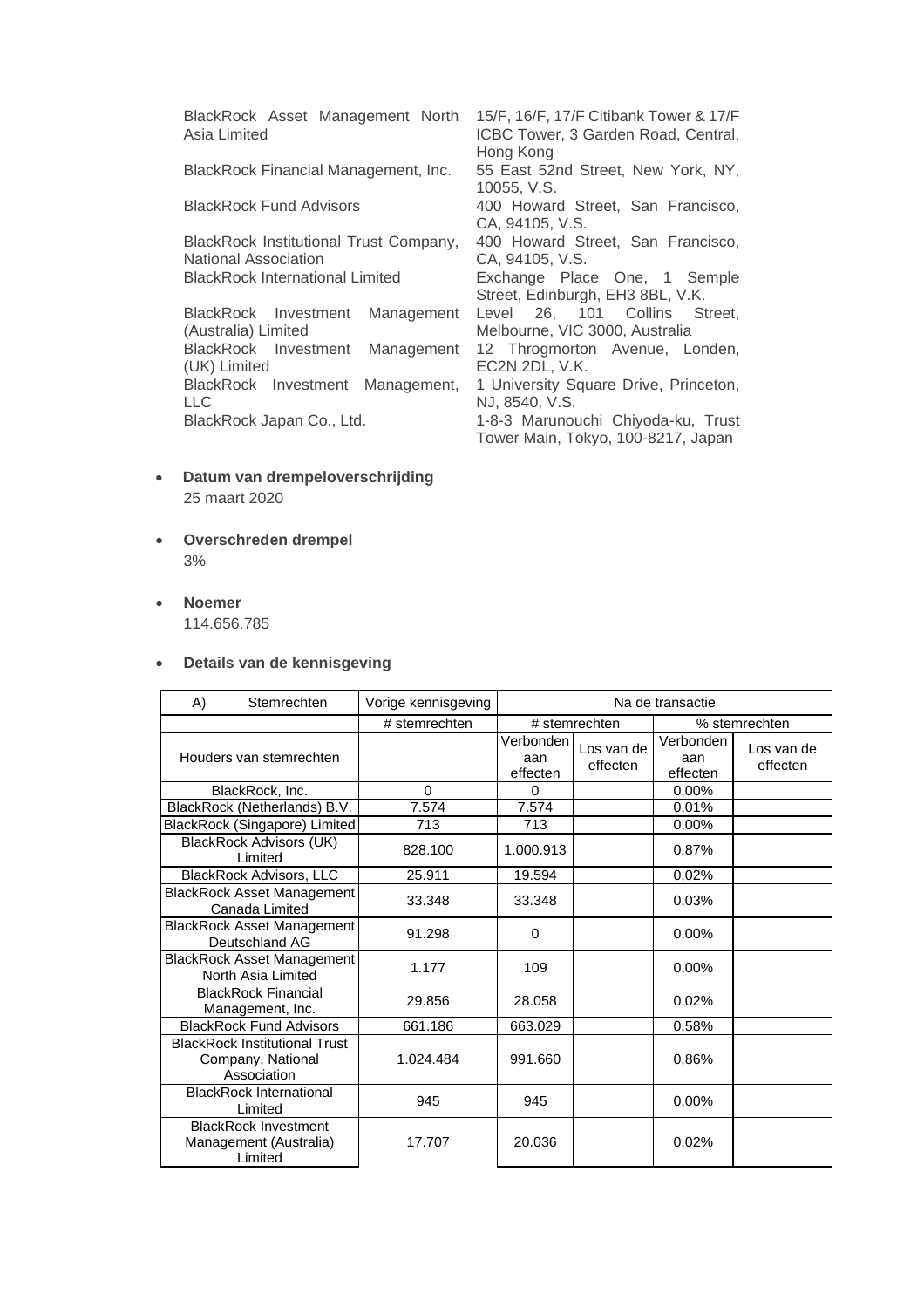| | |
|---|---|
| BlackRock Asset Management North Asia Limited | 15/F, 16/F, 17/F Citibank Tower & 17/F ICBC Tower, 3 Garden Road, Central, Hong Kong |
| BlackRock Financial Management, Inc. | 55 East 52nd Street, New York, NY, 10055, V.S. |
| BlackRock Fund Advisors | 400 Howard Street, San Francisco, CA, 94105, V.S. |
| BlackRock Institutional Trust Company, National Association | 400 Howard Street, San Francisco, CA, 94105, V.S. |
| BlackRock International Limited | Exchange Place One, 1 Semple Street, Edinburgh, EH3 8BL, V.K. |
| BlackRock Investment Management (Australia) Limited | Level 26, 101 Collins Street, Melbourne, VIC 3000, Australia |
| BlackRock Investment Management (UK) Limited | 12 Throgmorton Avenue, Londen, EC2N 2DL, V.K. |
| BlackRock Investment Management, LLC | 1 University Square Drive, Princeton, NJ, 8540, V.S. |
| BlackRock Japan Co., Ltd. | 1-8-3 Marunouchi Chiyoda-ku, Trust Tower Main, Tokyo, 100-8217, Japan |

- **Datum van drempeloverschrijding**
  25 maart 2020

- **Overschreden drempel**
  3%

- **Noemer**
  114.656.785

- **Details van de kennisgeving**

| A) Stemrechten | Vorige kennisgeving | Na de transactie | | | |
|---|---|---|---|---|---|
| | # stemrechten | # stemrechten | | % stemrechten | |
| Houders van stemrechten | | Verbonden aan effecten | Los van de effecten | Verbonden aan effecten | Los van de effecten |
| BlackRock, Inc. | 0 | 0 | | 0,00% | |
| BlackRock (Netherlands) B.V. | 7.574 | 7.574 | | 0,01% | |
| BlackRock (Singapore) Limited | 713 | 713 | | 0,00% | |
| BlackRock Advisors (UK) Limited | 828.100 | 1.000.913 | | 0,87% | |
| BlackRock Advisors, LLC | 25.911 | 19.594 | | 0,02% | |
| BlackRock Asset Management Canada Limited | 33.348 | 33.348 | | 0,03% | |
| BlackRock Asset Management Deutschland AG | 91.298 | 0 | | 0,00% | |
| BlackRock Asset Management North Asia Limited | 1.177 | 109 | | 0,00% | |
| BlackRock Financial Management, Inc. | 29.856 | 28.058 | | 0,02% | |
| BlackRock Fund Advisors | 661.186 | 663.029 | | 0,58% | |
| BlackRock Institutional Trust Company, National Association | 1.024.484 | 991.660 | | 0,86% | |
| BlackRock International Limited | 945 | 945 | | 0,00% | |
| BlackRock Investment Management (Australia) Limited | 17.707 | 20.036 | | 0,02% | |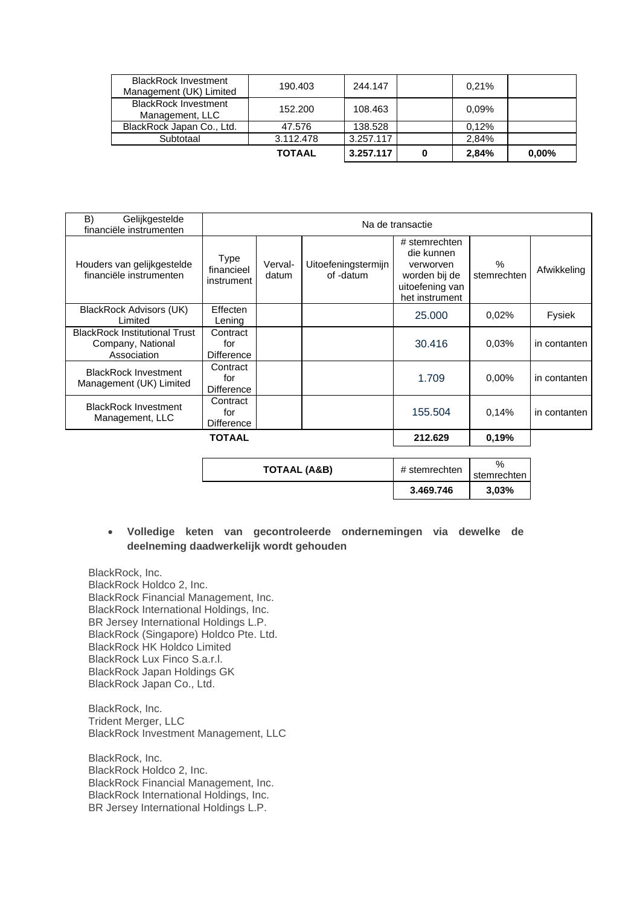| | | | | | |
|---|---|---|---|---|---|
| BlackRock Investment Management (UK) Limited | 190.403 | 244.147 | | 0,21% | |
| BlackRock Investment Management, LLC | 152.200 | 108.463 | | 0,09% | |
| BlackRock Japan Co., Ltd. | 47.576 | 138.528 | | 0,12% | |
| Subtotaal | 3.112.478 | 3.257.117 | | 2,84% | |
| | **TOTAAL** | **3.257.117** | **0** | **2,84%** | **0,00%** |

| B) Gelijkgestelde financiële instrumenten | Na de transactie | | | | | |
|---|---|---|---|---|---|---|
| Houders van gelijkgestelde financiële instrumenten | Type financieel instrument | Verval-datum | Uitoefeningstermijn of -datum | # stemrechten die kunnen verworven worden bij de uitoefening van het instrument | % stemrechten | Afwikkeling |
| BlackRock Advisors (UK) Limited | Effecten Lening | | | 25.000 | 0,02% | Fysiek |
| BlackRock Institutional Trust Company, National Association | Contract for Difference | | | 30.416 | 0,03% | in contanten |
| BlackRock Investment Management (UK) Limited | Contract for Difference | | | 1.709 | 0,00% | in contanten |
| BlackRock Investment Management, LLC | Contract for Difference | | | 155.504 | 0,14% | in contanten |
| **TOTAAL** | | | | **212.629** | **0,19%** | |

| TOTAAL (A&B) | # stemrechten | % stemrechten |
|---|---|---|
| | **3.469.746** | **3,03%** |

- **Volledige keten van gecontroleerde ondernemingen via dewelke de deelneming daadwerkelijk wordt gehouden**

BlackRock, Inc.
BlackRock Holdco 2, Inc.
BlackRock Financial Management, Inc.
BlackRock International Holdings, Inc.
BR Jersey International Holdings L.P.
BlackRock (Singapore) Holdco Pte. Ltd.
BlackRock HK Holdco Limited
BlackRock Lux Finco S.a.r.l.
BlackRock Japan Holdings GK
BlackRock Japan Co., Ltd.

BlackRock, Inc.
Trident Merger, LLC
BlackRock Investment Management, LLC

BlackRock, Inc.
BlackRock Holdco 2, Inc.
BlackRock Financial Management, Inc.
BlackRock International Holdings, Inc.
BR Jersey International Holdings L.P.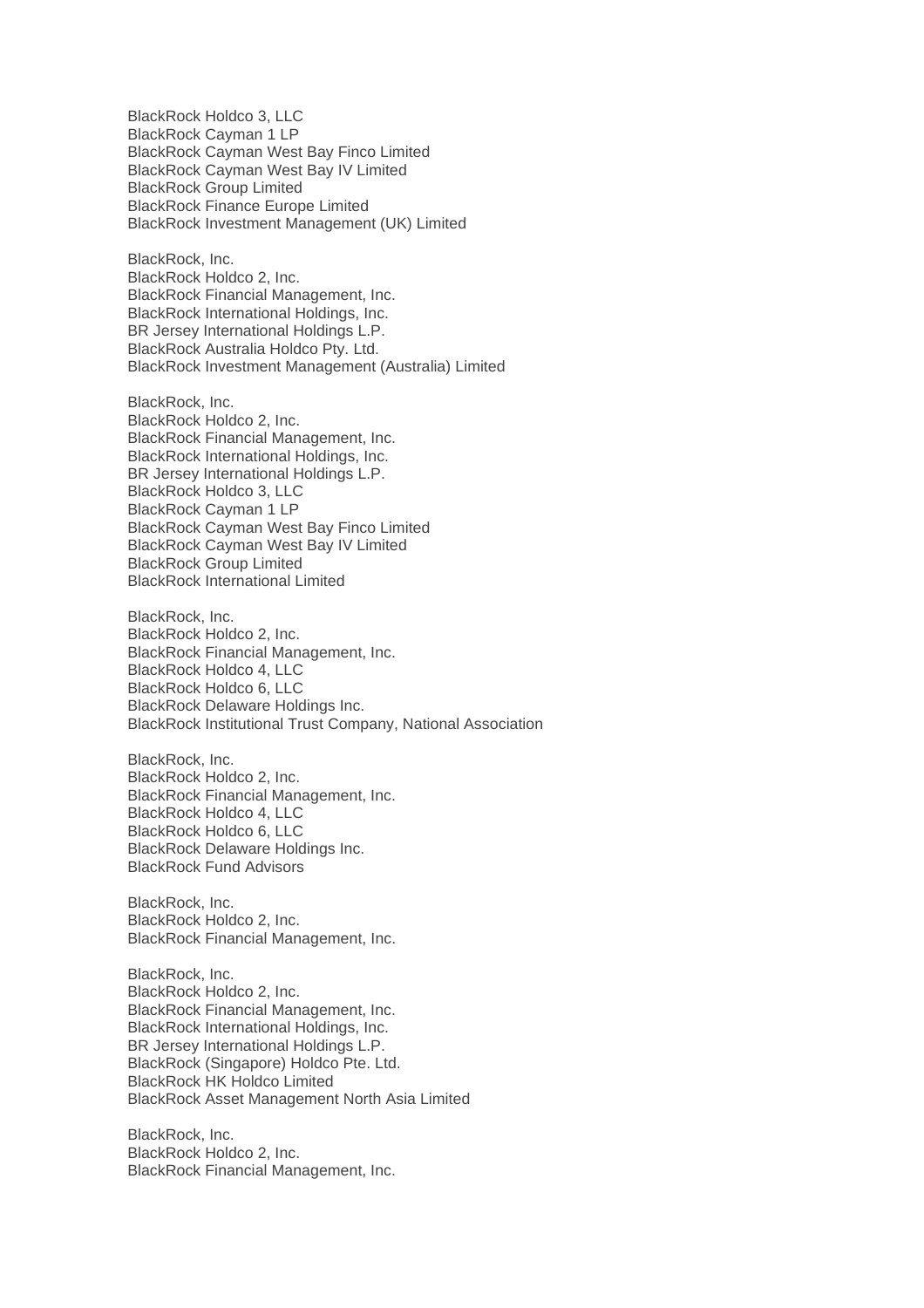BlackRock Holdco 3, LLC
BlackRock Cayman 1 LP
BlackRock Cayman West Bay Finco Limited
BlackRock Cayman West Bay IV Limited
BlackRock Group Limited
BlackRock Finance Europe Limited
BlackRock Investment Management (UK) Limited

BlackRock, Inc.
BlackRock Holdco 2, Inc.
BlackRock Financial Management, Inc.
BlackRock International Holdings, Inc.
BR Jersey International Holdings L.P.
BlackRock Australia Holdco Pty. Ltd.
BlackRock Investment Management (Australia) Limited

BlackRock, Inc.
BlackRock Holdco 2, Inc.
BlackRock Financial Management, Inc.
BlackRock International Holdings, Inc.
BR Jersey International Holdings L.P.
BlackRock Holdco 3, LLC
BlackRock Cayman 1 LP
BlackRock Cayman West Bay Finco Limited
BlackRock Cayman West Bay IV Limited
BlackRock Group Limited
BlackRock International Limited

BlackRock, Inc.
BlackRock Holdco 2, Inc.
BlackRock Financial Management, Inc.
BlackRock Holdco 4, LLC
BlackRock Holdco 6, LLC
BlackRock Delaware Holdings Inc.
BlackRock Institutional Trust Company, National Association

BlackRock, Inc.
BlackRock Holdco 2, Inc.
BlackRock Financial Management, Inc.
BlackRock Holdco 4, LLC
BlackRock Holdco 6, LLC
BlackRock Delaware Holdings Inc.
BlackRock Fund Advisors

BlackRock, Inc.
BlackRock Holdco 2, Inc.
BlackRock Financial Management, Inc.

BlackRock, Inc.
BlackRock Holdco 2, Inc.
BlackRock Financial Management, Inc.
BlackRock International Holdings, Inc.
BR Jersey International Holdings L.P.
BlackRock (Singapore) Holdco Pte. Ltd.
BlackRock HK Holdco Limited
BlackRock Asset Management North Asia Limited

BlackRock, Inc.
BlackRock Holdco 2, Inc.
BlackRock Financial Management, Inc.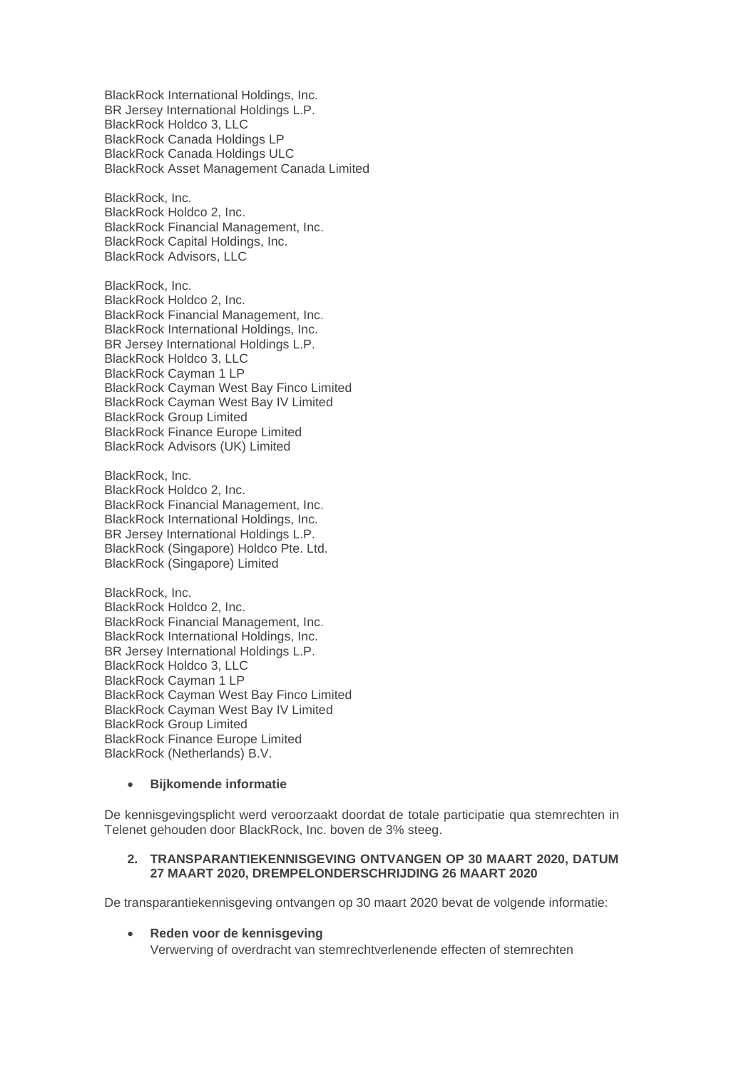BlackRock International Holdings, Inc.
BR Jersey International Holdings L.P.
BlackRock Holdco 3, LLC
BlackRock Canada Holdings LP
BlackRock Canada Holdings ULC
BlackRock Asset Management Canada Limited

BlackRock, Inc.
BlackRock Holdco 2, Inc.
BlackRock Financial Management, Inc.
BlackRock Capital Holdings, Inc.
BlackRock Advisors, LLC

BlackRock, Inc.
BlackRock Holdco 2, Inc.
BlackRock Financial Management, Inc.
BlackRock International Holdings, Inc.
BR Jersey International Holdings L.P.
BlackRock Holdco 3, LLC
BlackRock Cayman 1 LP
BlackRock Cayman West Bay Finco Limited
BlackRock Cayman West Bay IV Limited
BlackRock Group Limited
BlackRock Finance Europe Limited
BlackRock Advisors (UK) Limited

BlackRock, Inc.
BlackRock Holdco 2, Inc.
BlackRock Financial Management, Inc.
BlackRock International Holdings, Inc.
BR Jersey International Holdings L.P.
BlackRock (Singapore) Holdco Pte. Ltd.
BlackRock (Singapore) Limited

BlackRock, Inc.
BlackRock Holdco 2, Inc.
BlackRock Financial Management, Inc.
BlackRock International Holdings, Inc.
BR Jersey International Holdings L.P.
BlackRock Holdco 3, LLC
BlackRock Cayman 1 LP
BlackRock Cayman West Bay Finco Limited
BlackRock Cayman West Bay IV Limited
BlackRock Group Limited
BlackRock Finance Europe Limited
BlackRock (Netherlands) B.V.

- **Bijkomende informatie**

De kennisgevingsplicht werd veroorzaakt doordat de totale participatie qua stemrechten in Telenet gehouden door BlackRock, Inc. boven de 3% steeg.

## 2. TRANSPARANTIEKENNISGEVING ONTVANGEN OP 30 MAART 2020, DATUM 27 MAART 2020, DREMPELONDERSCHRIJDING 26 MAART 2020

De transparantiekennisgeving ontvangen op 30 maart 2020 bevat de volgende informatie:

- **Reden voor de kennisgeving**
  Verwerving of overdracht van stemrechtverlenende effecten of stemrechten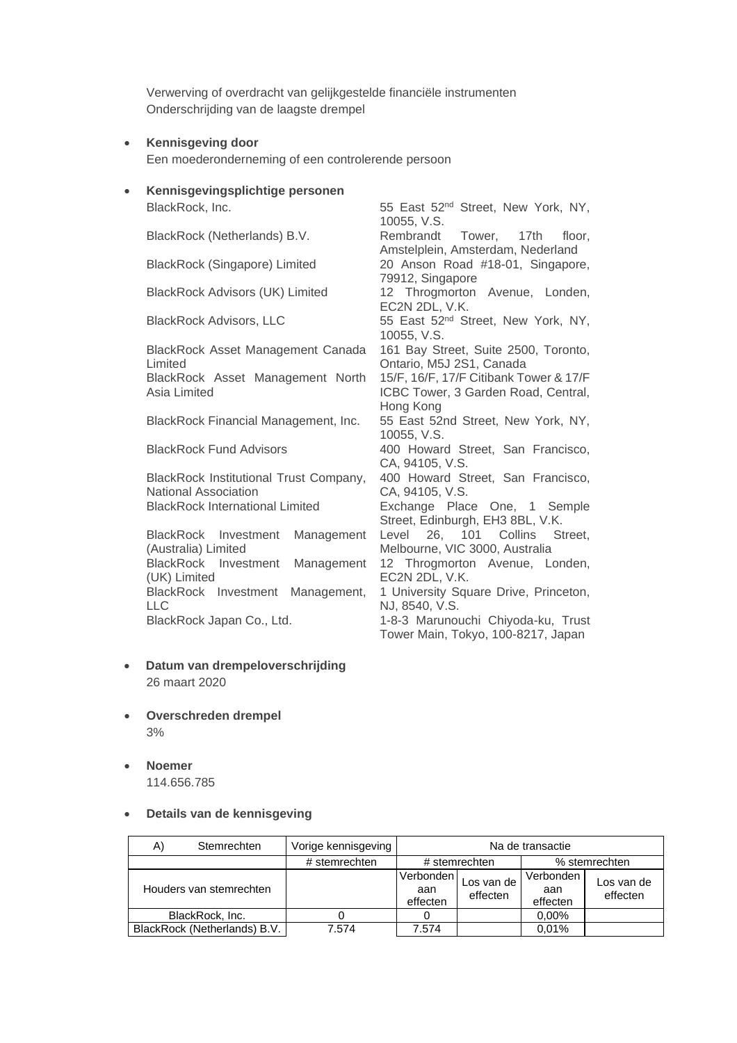Verwerving of overdracht van gelijkgestelde financiële instrumenten
Onderschrijding van de laagste drempel

- **Kennisgeving door**
  Een moederonderneming of een controlerende persoon

- **Kennisgevingsplichtige personen**

| | |
|---|---|
| BlackRock, Inc. | 55 East 52nd Street, New York, NY, 10055, V.S. |
| BlackRock (Netherlands) B.V. | Rembrandt Tower, 17th floor, Amstelplein, Amsterdam, Nederland |
| BlackRock (Singapore) Limited | 20 Anson Road #18-01, Singapore, 79912, Singapore |
| BlackRock Advisors (UK) Limited | 12 Throgmorton Avenue, Londen, EC2N 2DL, V.K. |
| BlackRock Advisors, LLC | 55 East 52nd Street, New York, NY, 10055, V.S. |
| BlackRock Asset Management Canada Limited | 161 Bay Street, Suite 2500, Toronto, Ontario, M5J 2S1, Canada |
| BlackRock Asset Management North Asia Limited | 15/F, 16/F, 17/F Citibank Tower & 17/F ICBC Tower, 3 Garden Road, Central, Hong Kong |
| BlackRock Financial Management, Inc. | 55 East 52nd Street, New York, NY, 10055, V.S. |
| BlackRock Fund Advisors | 400 Howard Street, San Francisco, CA, 94105, V.S. |
| BlackRock Institutional Trust Company, National Association | 400 Howard Street, San Francisco, CA, 94105, V.S. |
| BlackRock International Limited | Exchange Place One, 1 Semple Street, Edinburgh, EH3 8BL, V.K. |
| BlackRock Investment Management (Australia) Limited | Level 26, 101 Collins Street, Melbourne, VIC 3000, Australia |
| BlackRock Investment Management (UK) Limited | 12 Throgmorton Avenue, Londen, EC2N 2DL, V.K. |
| BlackRock Investment Management, LLC | 1 University Square Drive, Princeton, NJ, 8540, V.S. |
| BlackRock Japan Co., Ltd. | 1-8-3 Marunouchi Chiyoda-ku, Trust Tower Main, Tokyo, 100-8217, Japan |

- **Datum van drempeloverschrijding**
  26 maart 2020

- **Overschreden drempel**
  3%

- **Noemer**
  114.656.785

- **Details van de kennisgeving**

| A) Stemrechten | Vorige kennisgeving | Na de transactie | | | |
|---|---|---|---|---|---|
| | # stemrechten | # stemrechten | | % stemrechten | |
| Houders van stemrechten | | Verbonden aan effecten | Los van de effecten | Verbonden aan effecten | Los van de effecten |
| BlackRock, Inc. | 0 | 0 | | 0,00% | |
| BlackRock (Netherlands) B.V. | 7.574 | 7.574 | | 0,01% | |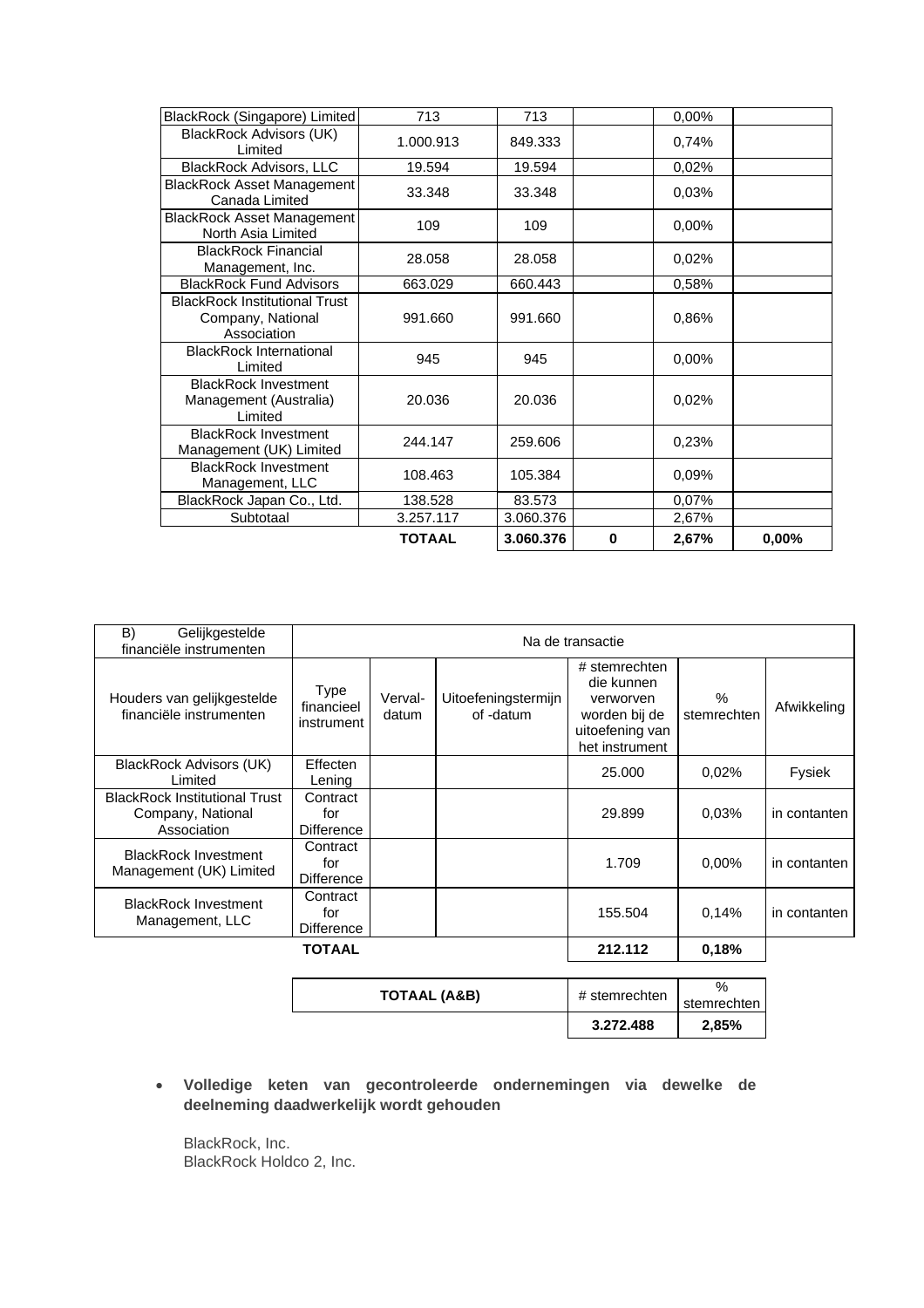| | | | | | |
|---|---|---|---|---|---|
| BlackRock (Singapore) Limited | 713 | 713 | | 0,00% | |
| BlackRock Advisors (UK) Limited | 1.000.913 | 849.333 | | 0,74% | |
| BlackRock Advisors, LLC | 19.594 | 19.594 | | 0,02% | |
| BlackRock Asset Management Canada Limited | 33.348 | 33.348 | | 0,03% | |
| BlackRock Asset Management North Asia Limited | 109 | 109 | | 0,00% | |
| BlackRock Financial Management, Inc. | 28.058 | 28.058 | | 0,02% | |
| BlackRock Fund Advisors | 663.029 | 660.443 | | 0,58% | |
| BlackRock Institutional Trust Company, National Association | 991.660 | 991.660 | | 0,86% | |
| BlackRock International Limited | 945 | 945 | | 0,00% | |
| BlackRock Investment Management (Australia) Limited | 20.036 | 20.036 | | 0,02% | |
| BlackRock Investment Management (UK) Limited | 244.147 | 259.606 | | 0,23% | |
| BlackRock Investment Management, LLC | 108.463 | 105.384 | | 0,09% | |
| BlackRock Japan Co., Ltd. | 138.528 | 83.573 | | 0,07% | |
| Subtotaal | 3.257.117 | 3.060.376 | | 2,67% | |
| | **TOTAAL** | **3.060.376** | **0** | **2,67%** | **0,00%** |

| B) Gelijkgestelde financiële instrumenten | Na de transactie | | | | | |
|---|---|---|---|---|---|---|
| Houders van gelijkgestelde financiële instrumenten | Type financieel instrument | Verval-datum | Uitoefeningstermijn of -datum | # stemrechten die kunnen verworven worden bij de uitoefening van het instrument | % stemrechten | Afwikkeling |
| BlackRock Advisors (UK) Limited | Effecten Lening | | | 25.000 | 0,02% | Fysiek |
| BlackRock Institutional Trust Company, National Association | Contract for Difference | | | 29.899 | 0,03% | in contanten |
| BlackRock Investment Management (UK) Limited | Contract for Difference | | | 1.709 | 0,00% | in contanten |
| BlackRock Investment Management, LLC | Contract for Difference | | | 155.504 | 0,14% | in contanten |
| | **TOTAAL** | | | **212.112** | **0,18%** | |

| **TOTAAL (A&B)** | # stemrechten | % stemrechten |
|---|---|---|
| | **3.272.488** | **2,85%** |

- **Volledige keten van gecontroleerde ondernemingen via dewelke de deelneming daadwerkelijk wordt gehouden**

  BlackRock, Inc.
  BlackRock Holdco 2, Inc.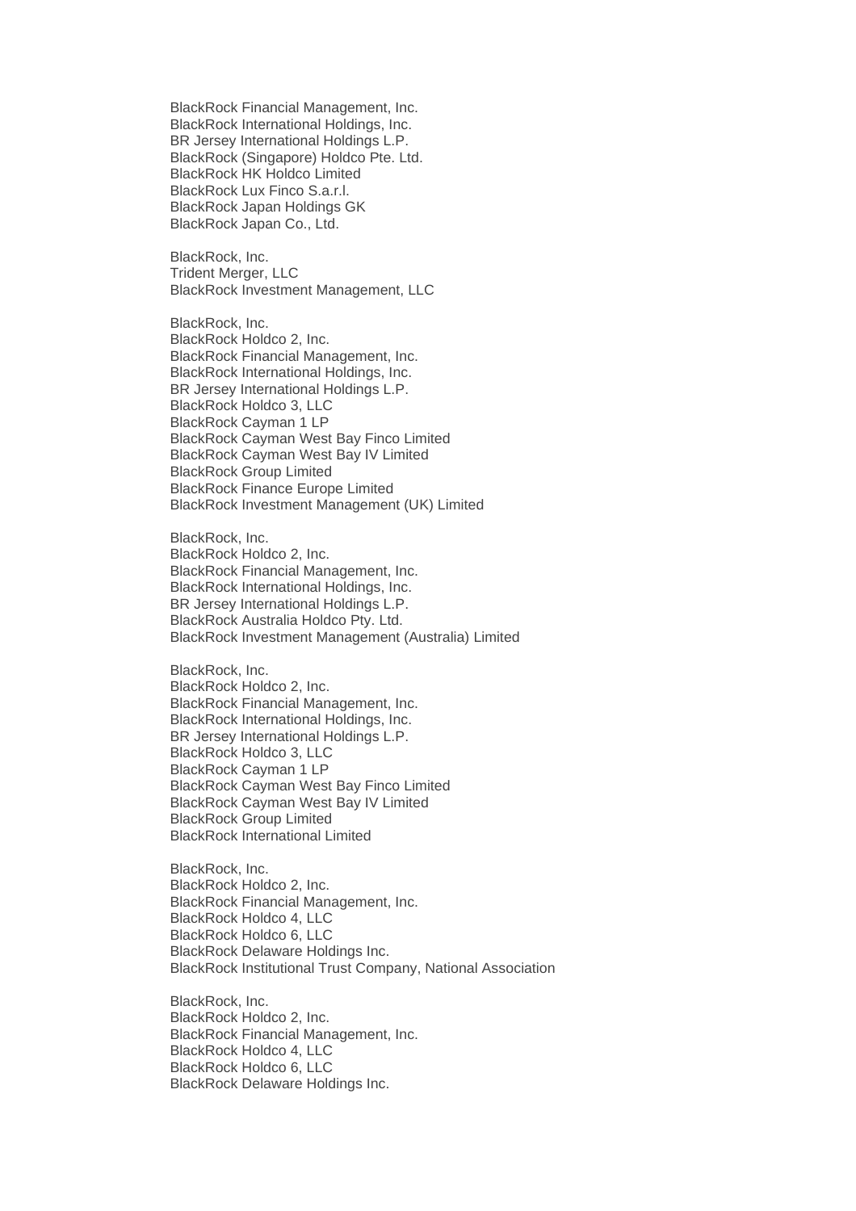BlackRock Financial Management, Inc.
BlackRock International Holdings, Inc.
BR Jersey International Holdings L.P.
BlackRock (Singapore) Holdco Pte. Ltd.
BlackRock HK Holdco Limited
BlackRock Lux Finco S.a.r.l.
BlackRock Japan Holdings GK
BlackRock Japan Co., Ltd.

BlackRock, Inc.
Trident Merger, LLC
BlackRock Investment Management, LLC

BlackRock, Inc.
BlackRock Holdco 2, Inc.
BlackRock Financial Management, Inc.
BlackRock International Holdings, Inc.
BR Jersey International Holdings L.P.
BlackRock Holdco 3, LLC
BlackRock Cayman 1 LP
BlackRock Cayman West Bay Finco Limited
BlackRock Cayman West Bay IV Limited
BlackRock Group Limited
BlackRock Finance Europe Limited
BlackRock Investment Management (UK) Limited

BlackRock, Inc.
BlackRock Holdco 2, Inc.
BlackRock Financial Management, Inc.
BlackRock International Holdings, Inc.
BR Jersey International Holdings L.P.
BlackRock Australia Holdco Pty. Ltd.
BlackRock Investment Management (Australia) Limited

BlackRock, Inc.
BlackRock Holdco 2, Inc.
BlackRock Financial Management, Inc.
BlackRock International Holdings, Inc.
BR Jersey International Holdings L.P.
BlackRock Holdco 3, LLC
BlackRock Cayman 1 LP
BlackRock Cayman West Bay Finco Limited
BlackRock Cayman West Bay IV Limited
BlackRock Group Limited
BlackRock International Limited

BlackRock, Inc.
BlackRock Holdco 2, Inc.
BlackRock Financial Management, Inc.
BlackRock Holdco 4, LLC
BlackRock Holdco 6, LLC
BlackRock Delaware Holdings Inc.
BlackRock Institutional Trust Company, National Association

BlackRock, Inc.
BlackRock Holdco 2, Inc.
BlackRock Financial Management, Inc.
BlackRock Holdco 4, LLC
BlackRock Holdco 6, LLC
BlackRock Delaware Holdings Inc.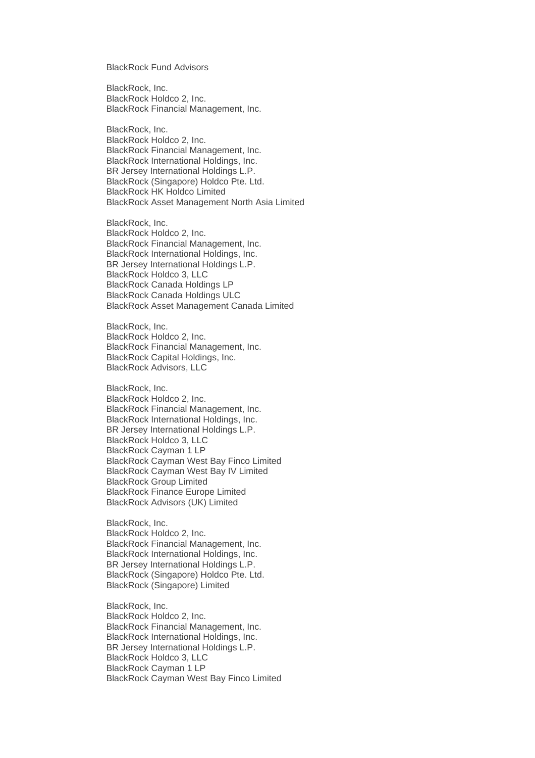BlackRock Fund Advisors

BlackRock, Inc.
BlackRock Holdco 2, Inc.
BlackRock Financial Management, Inc.

BlackRock, Inc.
BlackRock Holdco 2, Inc.
BlackRock Financial Management, Inc.
BlackRock International Holdings, Inc.
BR Jersey International Holdings L.P.
BlackRock (Singapore) Holdco Pte. Ltd.
BlackRock HK Holdco Limited
BlackRock Asset Management North Asia Limited

BlackRock, Inc.
BlackRock Holdco 2, Inc.
BlackRock Financial Management, Inc.
BlackRock International Holdings, Inc.
BR Jersey International Holdings L.P.
BlackRock Holdco 3, LLC
BlackRock Canada Holdings LP
BlackRock Canada Holdings ULC
BlackRock Asset Management Canada Limited

BlackRock, Inc.
BlackRock Holdco 2, Inc.
BlackRock Financial Management, Inc.
BlackRock Capital Holdings, Inc.
BlackRock Advisors, LLC

BlackRock, Inc.
BlackRock Holdco 2, Inc.
BlackRock Financial Management, Inc.
BlackRock International Holdings, Inc.
BR Jersey International Holdings L.P.
BlackRock Holdco 3, LLC
BlackRock Cayman 1 LP
BlackRock Cayman West Bay Finco Limited
BlackRock Cayman West Bay IV Limited
BlackRock Group Limited
BlackRock Finance Europe Limited
BlackRock Advisors (UK) Limited

BlackRock, Inc.
BlackRock Holdco 2, Inc.
BlackRock Financial Management, Inc.
BlackRock International Holdings, Inc.
BR Jersey International Holdings L.P.
BlackRock (Singapore) Holdco Pte. Ltd.
BlackRock (Singapore) Limited

BlackRock, Inc.
BlackRock Holdco 2, Inc.
BlackRock Financial Management, Inc.
BlackRock International Holdings, Inc.
BR Jersey International Holdings L.P.
BlackRock Holdco 3, LLC
BlackRock Cayman 1 LP
BlackRock Cayman West Bay Finco Limited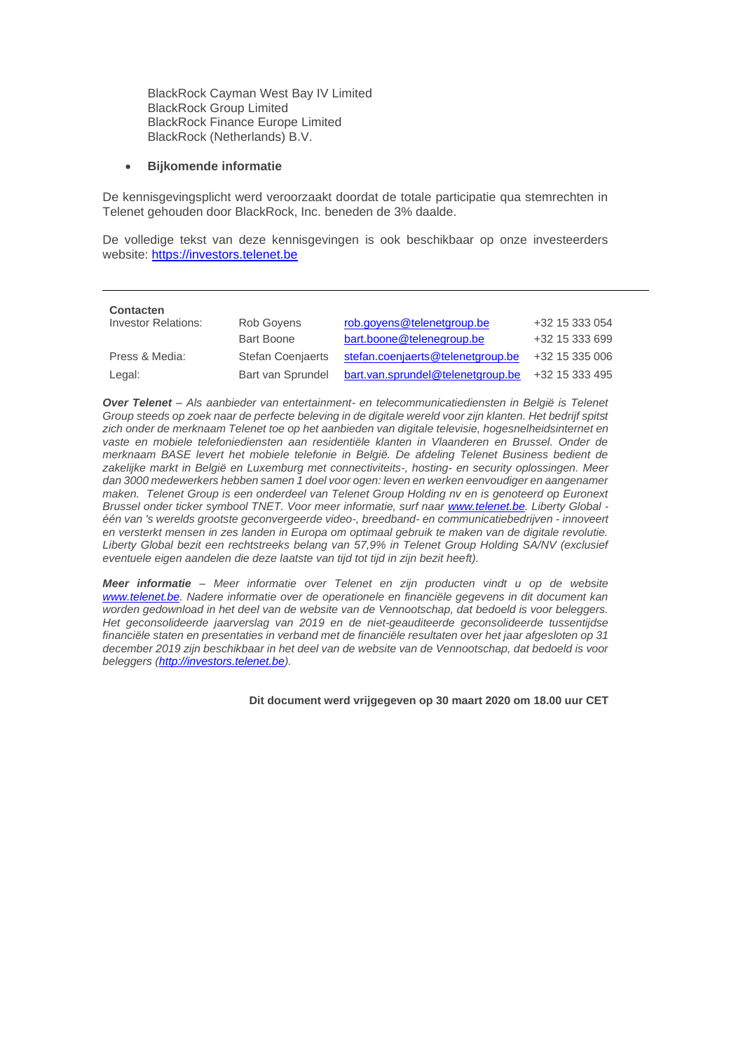BlackRock Cayman West Bay IV Limited
BlackRock Group Limited
BlackRock Finance Europe Limited
BlackRock (Netherlands) B.V.

- **Bijkomende informatie**

De kennisgevingsplicht werd veroorzaakt doordat de totale participatie qua stemrechten in Telenet gehouden door BlackRock, Inc. beneden de 3% daalde.

De volledige tekst van deze kennisgevingen is ook beschikbaar op onze investeerders website: https://investors.telenet.be

---

| **Contacten** | | | |
|---|---|---|---|
| Investor Relations: | Rob Goyens | rob.goyens@telenetgroup.be | +32 15 333 054 |
| | Bart Boone | bart.boone@telenegroup.be | +32 15 333 699 |
| Press & Media: | Stefan Coenjaerts | stefan.coenjaerts@telenetgroup.be | +32 15 335 006 |
| Legal: | Bart van Sprundel | bart.van.sprundel@telenetgroup.be | +32 15 333 495 |

***Over Telenet*** *– Als aanbieder van entertainment- en telecommunicatiediensten in België is Telenet Group steeds op zoek naar de perfecte beleving in de digitale wereld voor zijn klanten. Het bedrijf spitst zich onder de merknaam Telenet toe op het aanbieden van digitale televisie, hogesnelheidsinternet en vaste en mobiele telefoniediensten aan residentiële klanten in Vlaanderen en Brussel. Onder de merknaam BASE levert het mobiele telefonie in België. De afdeling Telenet Business bedient de zakelijke markt in België en Luxemburg met connectiviteits-, hosting- en security oplossingen. Meer dan 3000 medewerkers hebben samen 1 doel voor ogen: leven en werken eenvoudiger en aangenamer maken. Telenet Group is een onderdeel van Telenet Group Holding nv en is genoteerd op Euronext Brussel onder ticker symbool TNET. Voor meer informatie, surf naar www.telenet.be. Liberty Global - één van 's werelds grootste geconvergeerde video-, breedband- en communicatiebedrijven - innoveert en versterkt mensen in zes landen in Europa om optimaal gebruik te maken van de digitale revolutie. Liberty Global bezit een rechtstreeks belang van 57,9% in Telenet Group Holding SA/NV (exclusief eventuele eigen aandelen die deze laatste van tijd tot tijd in zijn bezit heeft).*

***Meer informatie*** *– Meer informatie over Telenet en zijn producten vindt u op de website www.telenet.be. Nadere informatie over de operationele en financiële gegevens in dit document kan worden gedownload in het deel van de website van de Vennootschap, dat bedoeld is voor beleggers. Het geconsolideerde jaarverslag van 2019 en de niet-geauditeerde geconsolideerde tussentijdse financiële staten en presentaties in verband met de financiële resultaten over het jaar afgesloten op 31 december 2019 zijn beschikbaar in het deel van de website van de Vennootschap, dat bedoeld is voor beleggers (http://investors.telenet.be).*

**Dit document werd vrijgegeven op 30 maart 2020 om 18.00 uur CET**